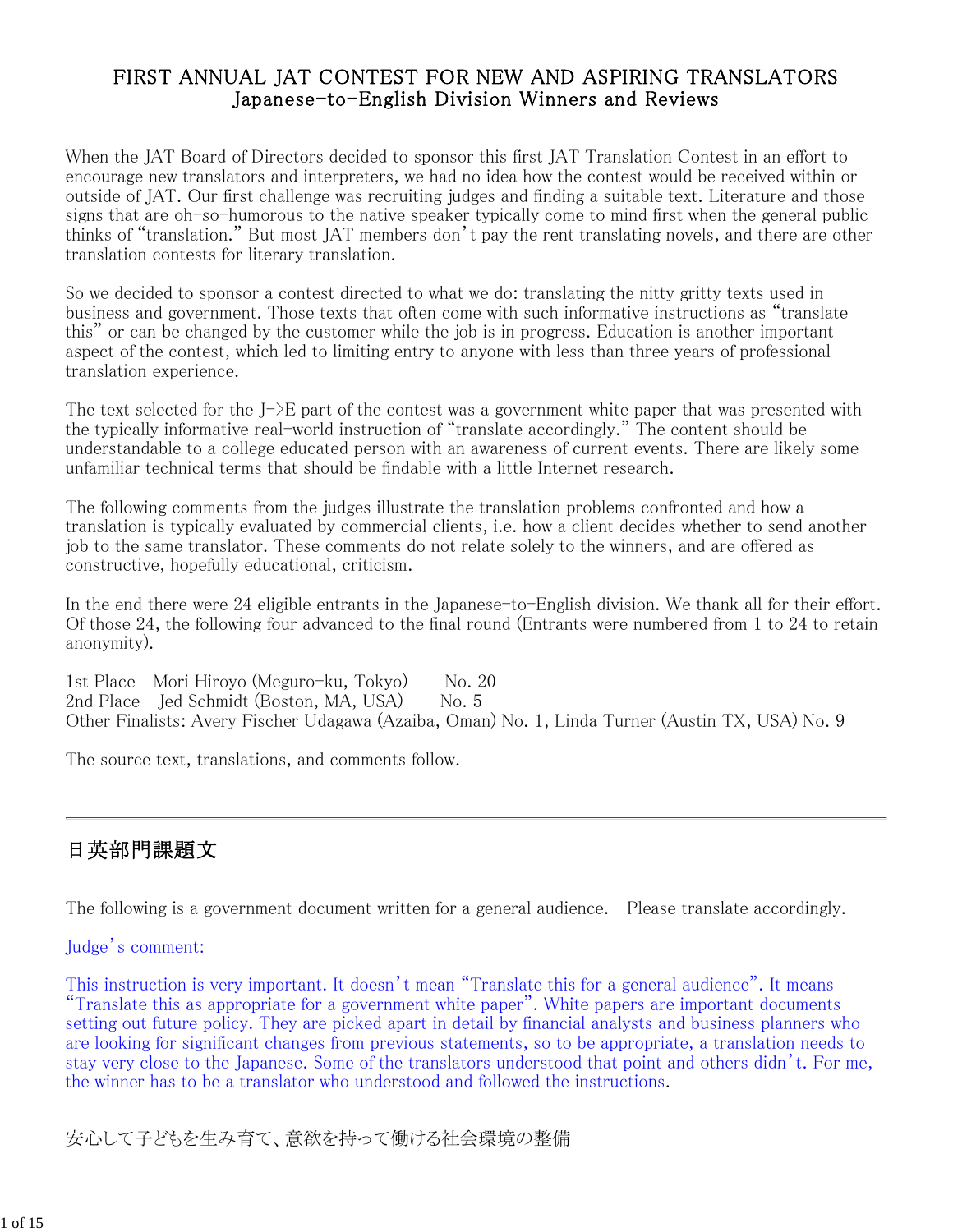# FIRST ANNUAL JAT CONTEST FOR NEW AND ASPIRING TRANSLATORS
## Japanese-to-English Division Winners and Reviews

When the JAT Board of Directors decided to sponsor this first JAT Translation Contest in an effort to encourage new translators and interpreters, we had no idea how the contest would be received within or outside of JAT. Our first challenge was recruiting judges and finding a suitable text. Literature and those signs that are oh-so-humorous to the native speaker typically come to mind first when the general public thinks of "translation." But most JAT members don't pay the rent translating novels, and there are other translation contests for literary translation.

So we decided to sponsor a contest directed to what we do: translating the nitty gritty texts used in business and government. Those texts that often come with such informative instructions as "translate this" or can be changed by the customer while the job is in progress. Education is another important aspect of the contest, which led to limiting entry to anyone with less than three years of professional translation experience.

The text selected for the J->E part of the contest was a government white paper that was presented with the typically informative real-world instruction of "translate accordingly." The content should be understandable to a college educated person with an awareness of current events. There are likely some unfamiliar technical terms that should be findable with a little Internet research.

The following comments from the judges illustrate the translation problems confronted and how a translation is typically evaluated by commercial clients, i.e. how a client decides whether to send another job to the same translator. These comments do not relate solely to the winners, and are offered as constructive, hopefully educational, criticism.

In the end there were 24 eligible entrants in the Japanese-to-English division. We thank all for their effort. Of those 24, the following four advanced to the final round (Entrants were numbered from 1 to 24 to retain anonymity).

1st Place　Mori Hiroyo (Meguro-ku, Tokyo)　　No. 20
2nd Place　Jed Schmidt (Boston, MA, USA)　　No. 5
Other Finalists: Avery Fischer Udagawa (Azaiba, Oman) No. 1, Linda Turner (Austin TX, USA) No. 9

The source text, translations, and comments follow.

---

## 日英部門課題文

The following is a government document written for a general audience.　Please translate accordingly.

Judge's comment:

This instruction is very important. It doesn't mean "Translate this for a general audience". It means "Translate this as appropriate for a government white paper". White papers are important documents setting out future policy. They are picked apart in detail by financial analysts and business planners who are looking for significant changes from previous statements, so to be appropriate, a translation needs to stay very close to the Japanese. Some of the translators understood that point and others didn't. For me, the winner has to be a translator who understood and followed the instructions.

安心して子どもを生み育て、意欲を持って働ける社会環境の整備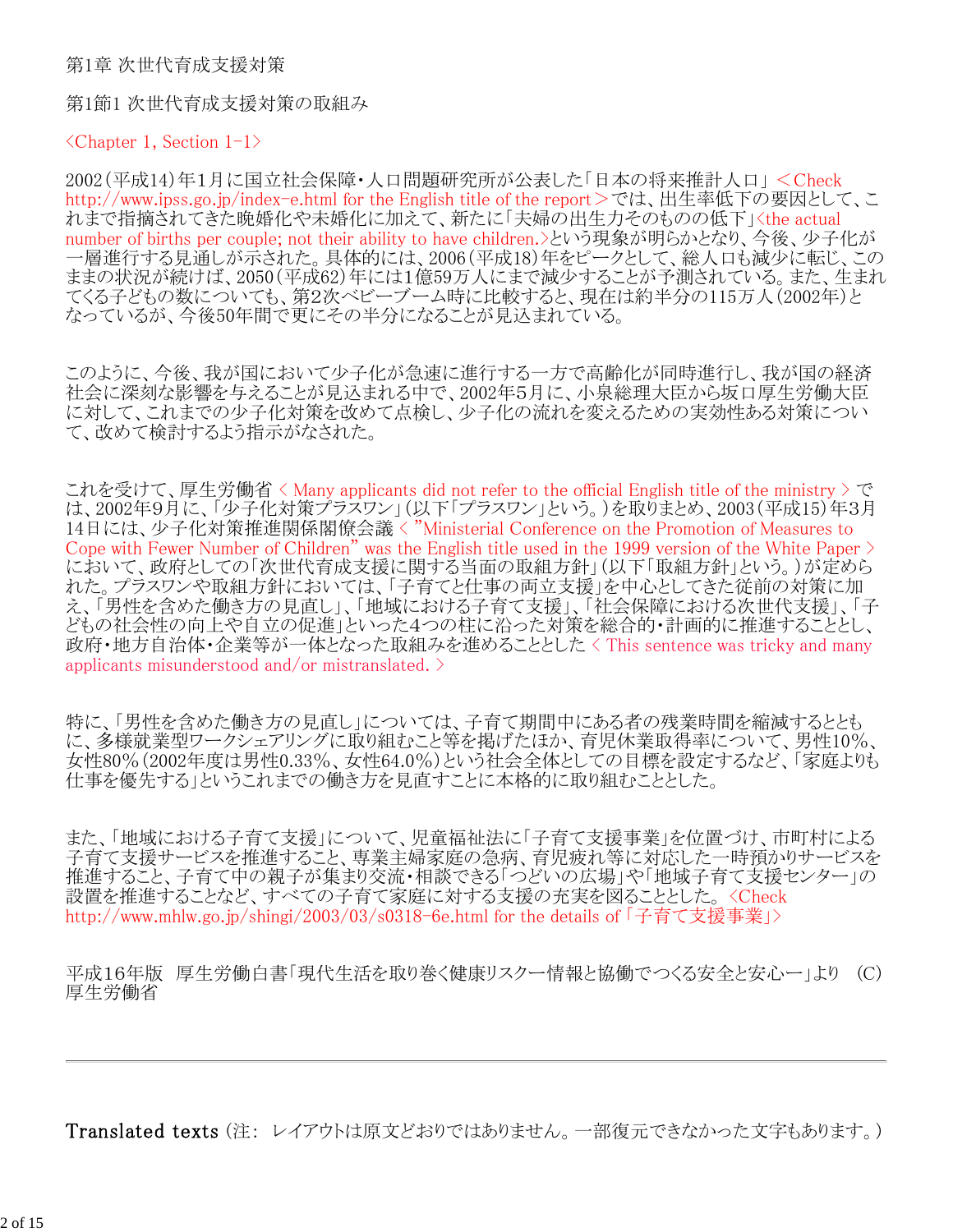第1章 次世代育成支援対策

第1節1 次世代育成支援対策の取組み

<Chapter 1, Section 1-1>

2002(平成14)年1月に国立社会保障・人口問題研究所が公表した「日本の将来推計人口」＜Check http://www.ipss.go.jp/index-e.html for the English title of the report＞では、出生率低下の要因として、これまで指摘されてきた晩婚化や未婚化に加えて、新たに「夫婦の出生力そのものの低下」<the actual number of births per couple; not their ability to have children.>という現象が明らかとなり、今後、少子化が一層進行する見通しが示された。具体的には、2006(平成18)年をピークとして、総人口も減少に転じ、このままの状況が続けば、2050(平成62)年には1億59万人にまで減少することが予測されている。また、生まれてくる子どもの数についても、第2次ベビーブーム時に比較すると、現在は約半分の115万人(2002年)となっているが、今後50年間で更にその半分になることが見込まれている。

このように、今後、我が国において少子化が急速に進行する一方で高齢化が同時進行し、我が国の経済社会に深刻な影響を与えることが見込まれる中で、2002年5月に、小泉総理大臣から坂口厚生労働大臣に対して、これまでの少子化対策を改めて点検し、少子化の流れを変えるための実効性ある対策について、改めて検討するよう指示がなされた。

これを受けて、厚生労働省 < Many applicants did not refer to the official English title of the ministry > では、2002年9月に、「少子化対策プラスワン」(以下「プラスワン」という。)を取りまとめ、2003(平成15)年3月14日には、少子化対策推進関係閣僚会議 < "Ministerial Conference on the Promotion of Measures to Cope with Fewer Number of Children" was the English title used in the 1999 version of the White Paper > において、政府としての「次世代育成支援に関する当面の取組方針」(以下「取組方針」という。)が定められた。プラスワンや取組方針においては、「子育てと仕事の両立支援」を中心としてきた従前の対策に加え、「男性を含めた働き方の見直し」、「地域における子育て支援」、「社会保障における次世代支援」、「子どもの社会性の向上や自立の促進」といった4つの柱に沿った対策を総合的・計画的に推進することとし、政府・地方自治体・企業等が一体となった取組みを進めることとした < This sentence was tricky and many applicants misunderstood and/or mistranslated. >

特に、「男性を含めた働き方の見直し」については、子育て期間中にある者の残業時間を縮減するとともに、多様就業型ワークシェアリングに取り組むこと等を掲げたほか、育児休業取得率について、男性10%、女性80%(2002年度は男性0.33%、女性64.0%)という社会全体としての目標を設定するなど、「家庭よりも仕事を優先する」というこれまでの働き方を見直すことに本格的に取り組むこととした。

また、「地域における子育て支援」について、児童福祉法に「子育て支援事業」を位置づけ、市町村による子育て支援サービスを推進すること、専業主婦家庭の急病、育児疲れ等に対応した一時預かりサービスを推進すること、子育て中の親子が集まり交流・相談できる「つどいの広場」や「地域子育て支援センター」の設置を推進することなど、すべての子育て家庭に対する支援の充実を図ることとした。<Check http://www.mhlw.go.jp/shingi/2003/03/s0318-6e.html for the details of「子育て支援事業」>

平成16年版　厚生労働白書「現代生活を取り巻く健康リスクー情報と協働でつくる安全と安心ー」より　(C)厚生労働省

---

Translated texts (注:　レイアウトは原文どおりではありません。一部復元できなかった文字もあります。)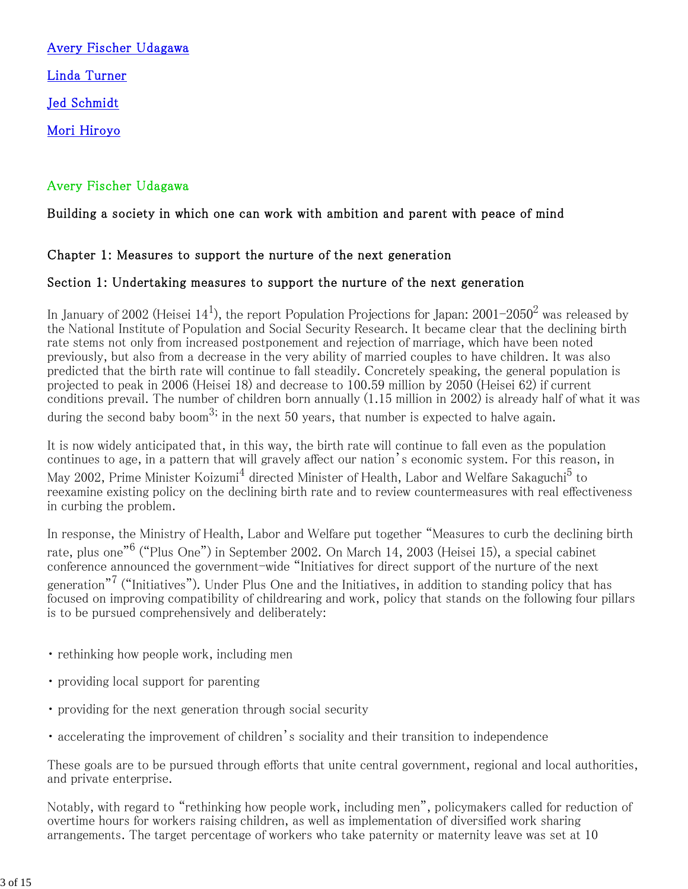[Avery Fischer Udagawa](#)

[Linda Turner](#)

[Jed Schmidt](#)

[Mori Hiroyo](#)

## Avery Fischer Udagawa

### Building a society in which one can work with ambition and parent with peace of mind

### Chapter 1: Measures to support the nurture of the next generation

### Section 1: Undertaking measures to support the nurture of the next generation

In January of 2002 (Heisei 14[1]), the report Population Projections for Japan: 2001–2050[2] was released by the National Institute of Population and Social Security Research. It became clear that the declining birth rate stems not only from increased postponement and rejection of marriage, which have been noted previously, but also from a decrease in the very ability of married couples to have children. It was also predicted that the birth rate will continue to fall steadily. Concretely speaking, the general population is projected to peak in 2006 (Heisei 18) and decrease to 100.59 million by 2050 (Heisei 62) if current conditions prevail. The number of children born annually (1.15 million in 2002) is already half of what it was during the second baby boom[3]; in the next 50 years, that number is expected to halve again.

It is now widely anticipated that, in this way, the birth rate will continue to fall even as the population continues to age, in a pattern that will gravely affect our nation's economic system. For this reason, in May 2002, Prime Minister Koizumi[4] directed Minister of Health, Labor and Welfare Sakaguchi[5] to reexamine existing policy on the declining birth rate and to review countermeasures with real effectiveness in curbing the problem.

In response, the Ministry of Health, Labor and Welfare put together "Measures to curb the declining birth rate, plus one"[6] ("Plus One") in September 2002. On March 14, 2003 (Heisei 15), a special cabinet conference announced the government-wide "Initiatives for direct support of the nurture of the next generation"[7] ("Initiatives"). Under Plus One and the Initiatives, in addition to standing policy that has focused on improving compatibility of childrearing and work, policy that stands on the following four pillars is to be pursued comprehensively and deliberately:

- rethinking how people work, including men
- providing local support for parenting
- providing for the next generation through social security
- accelerating the improvement of children's sociality and their transition to independence

These goals are to be pursued through efforts that unite central government, regional and local authorities, and private enterprise.

Notably, with regard to "rethinking how people work, including men", policymakers called for reduction of overtime hours for workers raising children, as well as implementation of diversified work sharing arrangements. The target percentage of workers who take paternity or maternity leave was set at 10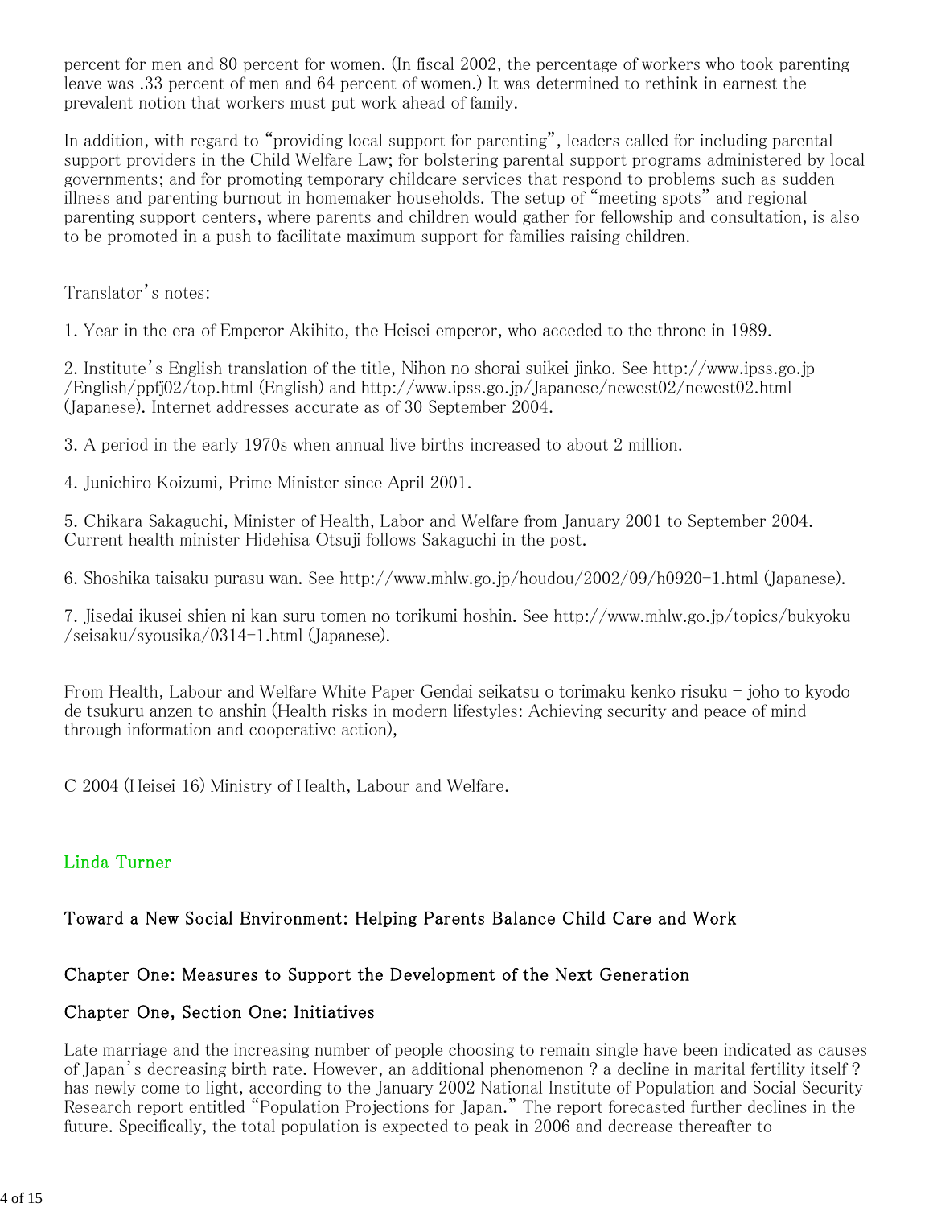percent for men and 80 percent for women. (In fiscal 2002, the percentage of workers who took parenting leave was .33 percent of men and 64 percent of women.) It was determined to rethink in earnest the prevalent notion that workers must put work ahead of family.

In addition, with regard to "providing local support for parenting", leaders called for including parental support providers in the Child Welfare Law; for bolstering parental support programs administered by local governments; and for promoting temporary childcare services that respond to problems such as sudden illness and parenting burnout in homemaker households. The setup of "meeting spots" and regional parenting support centers, where parents and children would gather for fellowship and consultation, is also to be promoted in a push to facilitate maximum support for families raising children.

Translator's notes:

1. Year in the era of Emperor Akihito, the Heisei emperor, who acceded to the throne in 1989.

2. Institute's English translation of the title, Nihon no shorai suikei jinko. See http://www.ipss.go.jp/English/ppfj02/top.html (English) and http://www.ipss.go.jp/Japanese/newest02/newest02.html (Japanese). Internet addresses accurate as of 30 September 2004.

3. A period in the early 1970s when annual live births increased to about 2 million.

4. Junichiro Koizumi, Prime Minister since April 2001.

5. Chikara Sakaguchi, Minister of Health, Labor and Welfare from January 2001 to September 2004. Current health minister Hidehisa Otsuji follows Sakaguchi in the post.

6. Shoshika taisaku purasu wan. See http://www.mhlw.go.jp/houdou/2002/09/h0920-1.html (Japanese).

7. Jisedai ikusei shien ni kan suru tomen no torikumi hoshin. See http://www.mhlw.go.jp/topics/bukyoku/seisaku/syousika/0314-1.html (Japanese).

From Health, Labour and Welfare White Paper Gendai seikatsu o torimaku kenko risuku – joho to kyodo de tsukuru anzen to anshin (Health risks in modern lifestyles: Achieving security and peace of mind through information and cooperative action),

C 2004 (Heisei 16) Ministry of Health, Labour and Welfare.

Linda Turner

## Toward a New Social Environment: Helping Parents Balance Child Care and Work

### Chapter One: Measures to Support the Development of the Next Generation

### Chapter One, Section One: Initiatives

Late marriage and the increasing number of people choosing to remain single have been indicated as causes of Japan's decreasing birth rate. However, an additional phenomenon ? a decline in marital fertility itself ? has newly come to light, according to the January 2002 National Institute of Population and Social Security Research report entitled "Population Projections for Japan." The report forecasted further declines in the future. Specifically, the total population is expected to peak in 2006 and decrease thereafter to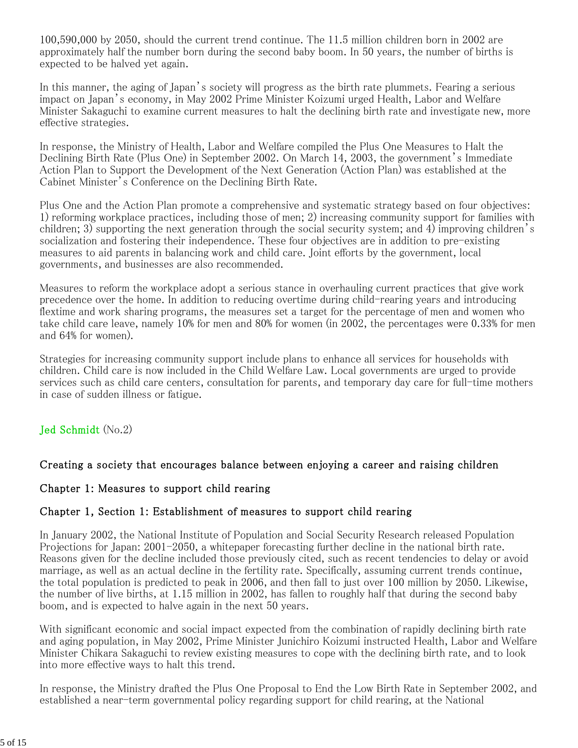100,590,000 by 2050, should the current trend continue. The 11.5 million children born in 2002 are approximately half the number born during the second baby boom. In 50 years, the number of births is expected to be halved yet again.

In this manner, the aging of Japan's society will progress as the birth rate plummets. Fearing a serious impact on Japan's economy, in May 2002 Prime Minister Koizumi urged Health, Labor and Welfare Minister Sakaguchi to examine current measures to halt the declining birth rate and investigate new, more effective strategies.

In response, the Ministry of Health, Labor and Welfare compiled the Plus One Measures to Halt the Declining Birth Rate (Plus One) in September 2002. On March 14, 2003, the government's Immediate Action Plan to Support the Development of the Next Generation (Action Plan) was established at the Cabinet Minister's Conference on the Declining Birth Rate.

Plus One and the Action Plan promote a comprehensive and systematic strategy based on four objectives: 1) reforming workplace practices, including those of men; 2) increasing community support for families with children; 3) supporting the next generation through the social security system; and 4) improving children's socialization and fostering their independence. These four objectives are in addition to pre-existing measures to aid parents in balancing work and child care. Joint efforts by the government, local governments, and businesses are also recommended.

Measures to reform the workplace adopt a serious stance in overhauling current practices that give work precedence over the home. In addition to reducing overtime during child-rearing years and introducing flextime and work sharing programs, the measures set a target for the percentage of men and women who take child care leave, namely 10% for men and 80% for women (in 2002, the percentages were 0.33% for men and 64% for women).

Strategies for increasing community support include plans to enhance all services for households with children. Child care is now included in the Child Welfare Law. Local governments are urged to provide services such as child care centers, consultation for parents, and temporary day care for full-time mothers in case of sudden illness or fatigue.

Jed Schmidt (No.2)

### Creating a society that encourages balance between enjoying a career and raising children

### Chapter 1: Measures to support child rearing

### Chapter 1, Section 1: Establishment of measures to support child rearing

In January 2002, the National Institute of Population and Social Security Research released Population Projections for Japan: 2001-2050, a whitepaper forecasting further decline in the national birth rate. Reasons given for the decline included those previously cited, such as recent tendencies to delay or avoid marriage, as well as an actual decline in the fertility rate. Specifically, assuming current trends continue, the total population is predicted to peak in 2006, and then fall to just over 100 million by 2050. Likewise, the number of live births, at 1.15 million in 2002, has fallen to roughly half that during the second baby boom, and is expected to halve again in the next 50 years.

With significant economic and social impact expected from the combination of rapidly declining birth rate and aging population, in May 2002, Prime Minister Junichiro Koizumi instructed Health, Labor and Welfare Minister Chikara Sakaguchi to review existing measures to cope with the declining birth rate, and to look into more effective ways to halt this trend.

In response, the Ministry drafted the Plus One Proposal to End the Low Birth Rate in September 2002, and established a near-term governmental policy regarding support for child rearing, at the National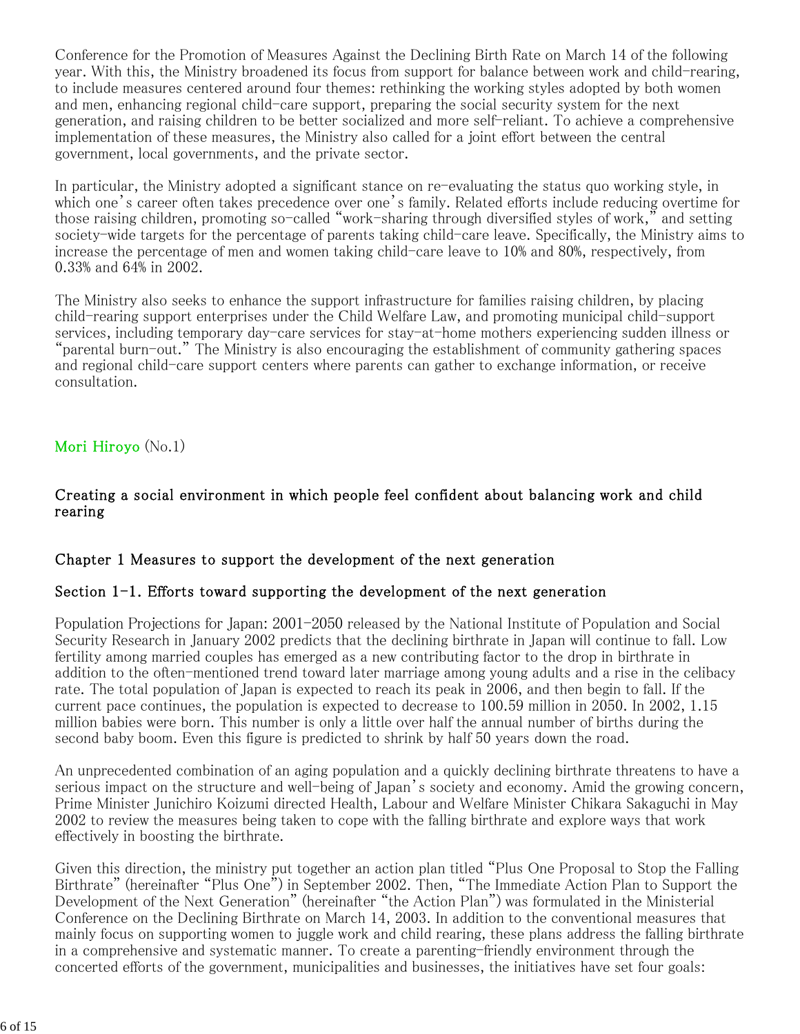Conference for the Promotion of Measures Against the Declining Birth Rate on March 14 of the following year. With this, the Ministry broadened its focus from support for balance between work and child-rearing, to include measures centered around four themes: rethinking the working styles adopted by both women and men, enhancing regional child-care support, preparing the social security system for the next generation, and raising children to be better socialized and more self-reliant. To achieve a comprehensive implementation of these measures, the Ministry also called for a joint effort between the central government, local governments, and the private sector.

In particular, the Ministry adopted a significant stance on re-evaluating the status quo working style, in which one's career often takes precedence over one's family. Related efforts include reducing overtime for those raising children, promoting so-called "work-sharing through diversified styles of work," and setting society-wide targets for the percentage of parents taking child-care leave. Specifically, the Ministry aims to increase the percentage of men and women taking child-care leave to 10% and 80%, respectively, from 0.33% and 64% in 2002.

The Ministry also seeks to enhance the support infrastructure for families raising children, by placing child-rearing support enterprises under the Child Welfare Law, and promoting municipal child-support services, including temporary day-care services for stay-at-home mothers experiencing sudden illness or "parental burn-out." The Ministry is also encouraging the establishment of community gathering spaces and regional child-care support centers where parents can gather to exchange information, or receive consultation.

Mori Hiroyo (No.1)

## Creating a social environment in which people feel confident about balancing work and child rearing

### Chapter 1 Measures to support the development of the next generation

### Section 1-1. Efforts toward supporting the development of the next generation

Population Projections for Japan: 2001-2050 released by the National Institute of Population and Social Security Research in January 2002 predicts that the declining birthrate in Japan will continue to fall. Low fertility among married couples has emerged as a new contributing factor to the drop in birthrate in addition to the often-mentioned trend toward later marriage among young adults and a rise in the celibacy rate. The total population of Japan is expected to reach its peak in 2006, and then begin to fall. If the current pace continues, the population is expected to decrease to 100.59 million in 2050. In 2002, 1.15 million babies were born. This number is only a little over half the annual number of births during the second baby boom. Even this figure is predicted to shrink by half 50 years down the road.

An unprecedented combination of an aging population and a quickly declining birthrate threatens to have a serious impact on the structure and well-being of Japan's society and economy. Amid the growing concern, Prime Minister Junichiro Koizumi directed Health, Labour and Welfare Minister Chikara Sakaguchi in May 2002 to review the measures being taken to cope with the falling birthrate and explore ways that work effectively in boosting the birthrate.

Given this direction, the ministry put together an action plan titled "Plus One Proposal to Stop the Falling Birthrate" (hereinafter "Plus One") in September 2002. Then, "The Immediate Action Plan to Support the Development of the Next Generation" (hereinafter "the Action Plan") was formulated in the Ministerial Conference on the Declining Birthrate on March 14, 2003. In addition to the conventional measures that mainly focus on supporting women to juggle work and child rearing, these plans address the falling birthrate in a comprehensive and systematic manner. To create a parenting-friendly environment through the concerted efforts of the government, municipalities and businesses, the initiatives have set four goals: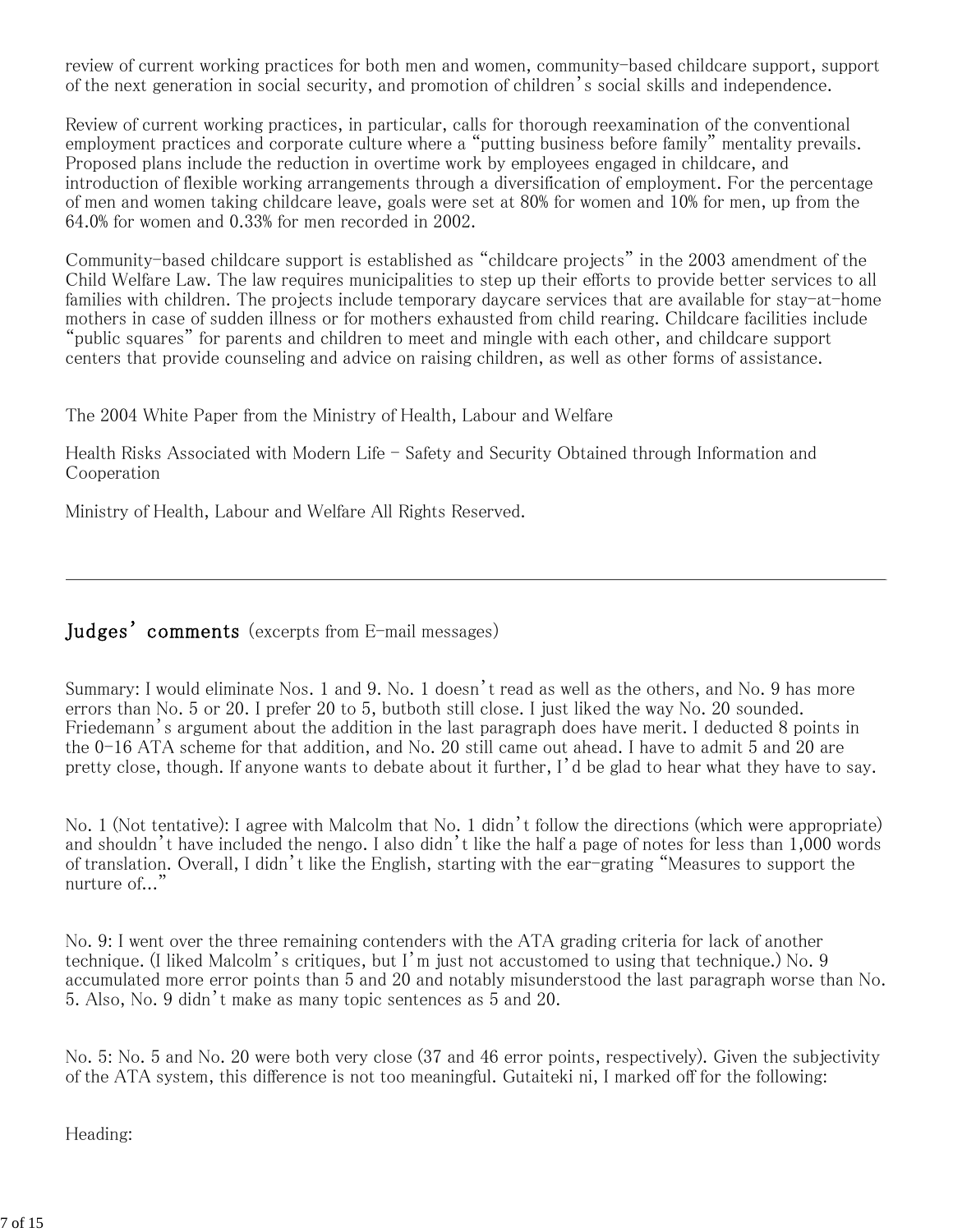review of current working practices for both men and women, community-based childcare support, support of the next generation in social security, and promotion of children's social skills and independence.

Review of current working practices, in particular, calls for thorough reexamination of the conventional employment practices and corporate culture where a "putting business before family" mentality prevails. Proposed plans include the reduction in overtime work by employees engaged in childcare, and introduction of flexible working arrangements through a diversification of employment. For the percentage of men and women taking childcare leave, goals were set at 80% for women and 10% for men, up from the 64.0% for women and 0.33% for men recorded in 2002.

Community-based childcare support is established as "childcare projects" in the 2003 amendment of the Child Welfare Law. The law requires municipalities to step up their efforts to provide better services to all families with children. The projects include temporary daycare services that are available for stay-at-home mothers in case of sudden illness or for mothers exhausted from child rearing. Childcare facilities include "public squares" for parents and children to meet and mingle with each other, and childcare support centers that provide counseling and advice on raising children, as well as other forms of assistance.

The 2004 White Paper from the Ministry of Health, Labour and Welfare

Health Risks Associated with Modern Life - Safety and Security Obtained through Information and Cooperation

Ministry of Health, Labour and Welfare All Rights Reserved.

---

## Judges' comments (excerpts from E-mail messages)

Summary: I would eliminate Nos. 1 and 9. No. 1 doesn't read as well as the others, and No. 9 has more errors than No. 5 or 20. I prefer 20 to 5, butboth still close. I just liked the way No. 20 sounded. Friedemann's argument about the addition in the last paragraph does have merit. I deducted 8 points in the 0-16 ATA scheme for that addition, and No. 20 still came out ahead. I have to admit 5 and 20 are pretty close, though. If anyone wants to debate about it further, I'd be glad to hear what they have to say.

No. 1 (Not tentative): I agree with Malcolm that No. 1 didn't follow the directions (which were appropriate) and shouldn't have included the nengo. I also didn't like the half a page of notes for less than 1,000 words of translation. Overall, I didn't like the English, starting with the ear-grating "Measures to support the nurture of..."

No. 9: I went over the three remaining contenders with the ATA grading criteria for lack of another technique. (I liked Malcolm's critiques, but I'm just not accustomed to using that technique.) No. 9 accumulated more error points than 5 and 20 and notably misunderstood the last paragraph worse than No. 5. Also, No. 9 didn't make as many topic sentences as 5 and 20.

No. 5: No. 5 and No. 20 were both very close (37 and 46 error points, respectively). Given the subjectivity of the ATA system, this difference is not too meaningful. Gutaiteki ni, I marked off for the following:

Heading: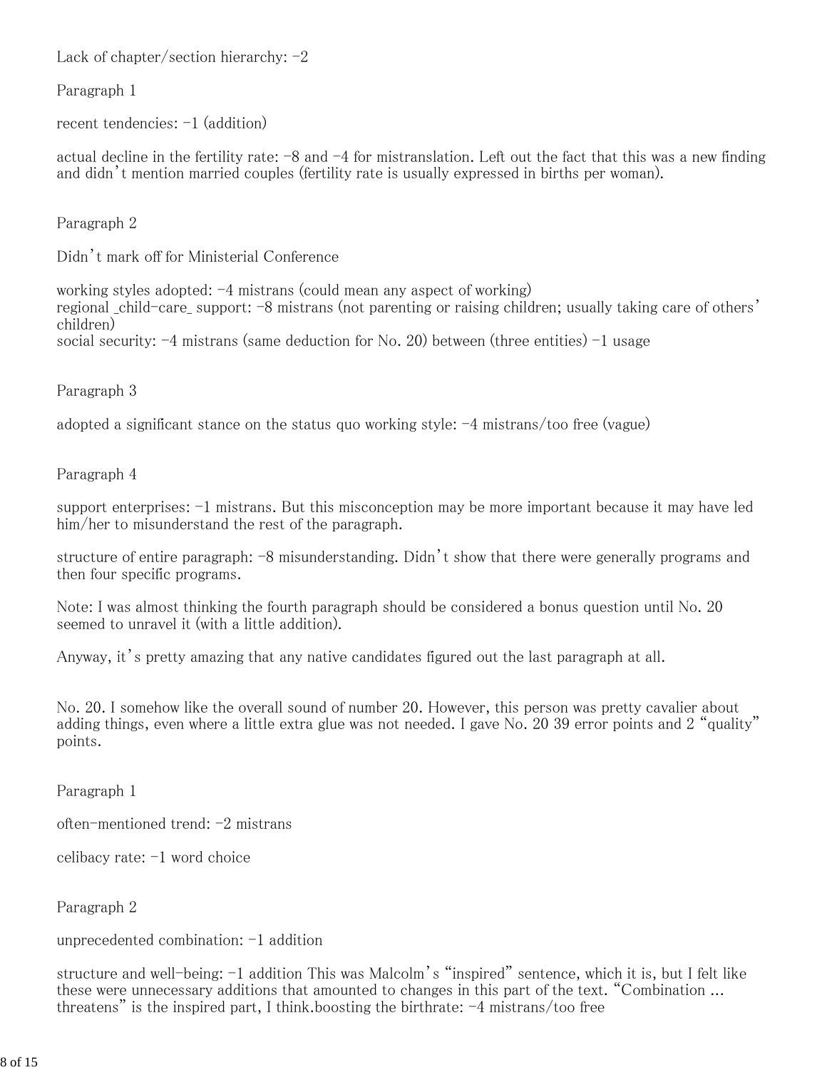Lack of chapter/section hierarchy: -2

Paragraph 1

recent tendencies: -1 (addition)

actual decline in the fertility rate: -8 and -4 for mistranslation. Left out the fact that this was a new finding and didn't mention married couples (fertility rate is usually expressed in births per woman).

Paragraph 2

Didn't mark off for Ministerial Conference

working styles adopted: -4 mistrans (could mean any aspect of working)
regional _child-care_ support: -8 mistrans (not parenting or raising children; usually taking care of others' children)
social security: -4 mistrans (same deduction for No. 20) between (three entities) -1 usage

Paragraph 3

adopted a significant stance on the status quo working style: -4 mistrans/too free (vague)

Paragraph 4

support enterprises: -1 mistrans. But this misconception may be more important because it may have led him/her to misunderstand the rest of the paragraph.

structure of entire paragraph: -8 misunderstanding. Didn't show that there were generally programs and then four specific programs.

Note: I was almost thinking the fourth paragraph should be considered a bonus question until No. 20 seemed to unravel it (with a little addition).

Anyway, it's pretty amazing that any native candidates figured out the last paragraph at all.

No. 20. I somehow like the overall sound of number 20. However, this person was pretty cavalier about adding things, even where a little extra glue was not needed. I gave No. 20 39 error points and 2 "quality" points.

Paragraph 1

often-mentioned trend: -2 mistrans

celibacy rate: -1 word choice

Paragraph 2

unprecedented combination: -1 addition

structure and well-being: -1 addition This was Malcolm's "inspired" sentence, which it is, but I felt like these were unnecessary additions that amounted to changes in this part of the text. "Combination ... threatens" is the inspired part, I think.boosting the birthrate: -4 mistrans/too free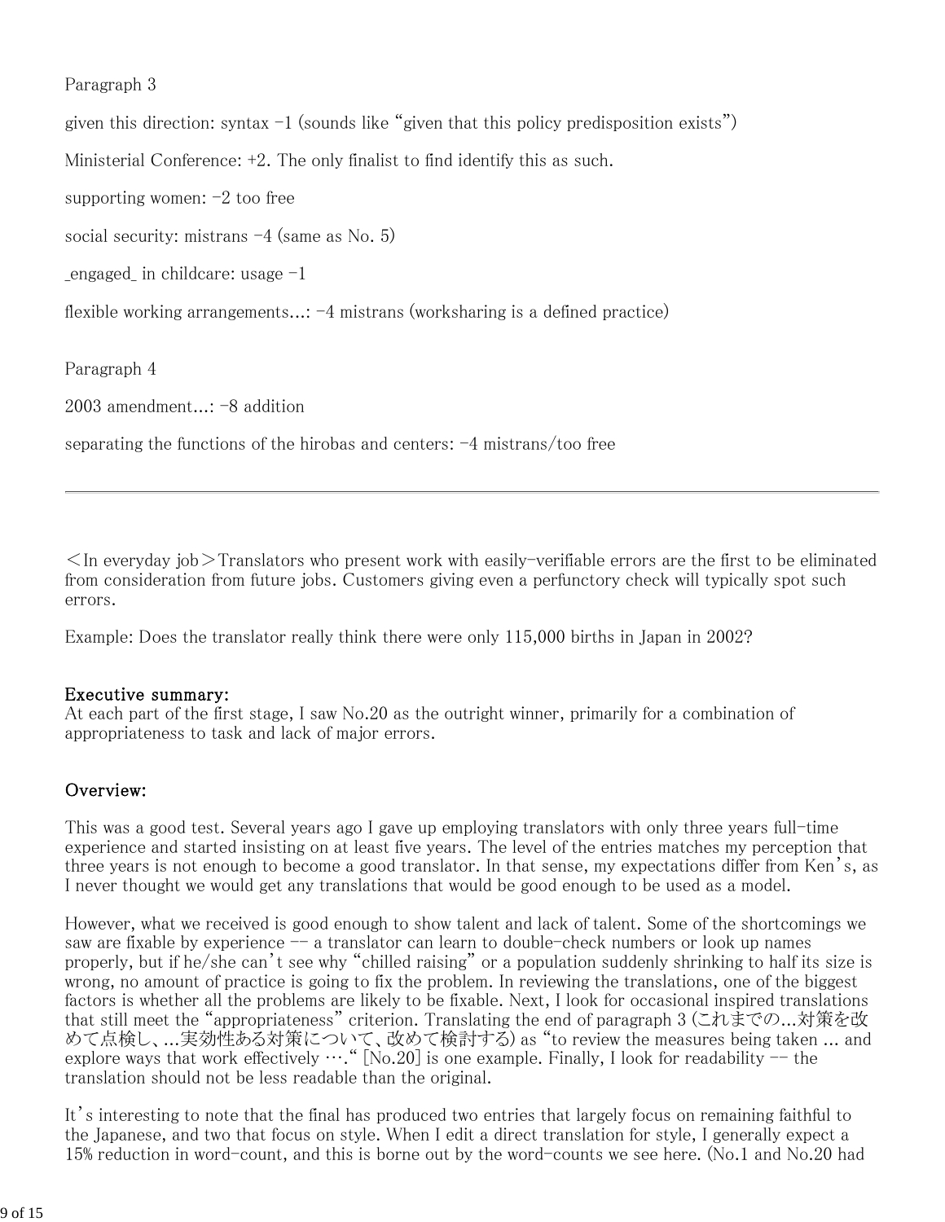Paragraph 3

given this direction: syntax -1 (sounds like "given that this policy predisposition exists")

Ministerial Conference: +2. The only finalist to find identify this as such.

supporting women: -2 too free

social security: mistrans -4 (same as No. 5)

_engaged_ in childcare: usage -1

flexible working arrangements...: -4 mistrans (worksharing is a defined practice)

Paragraph 4

2003 amendment...: -8 addition

separating the functions of the hirobas and centers: -4 mistrans/too free

---

＜In everyday job＞Translators who present work with easily-verifiable errors are the first to be eliminated from consideration from future jobs. Customers giving even a perfunctory check will typically spot such errors.

Example: Does the translator really think there were only 115,000 births in Japan in 2002?

### Executive summary:

At each part of the first stage, I saw No.20 as the outright winner, primarily for a combination of appropriateness to task and lack of major errors.

### Overview:

This was a good test. Several years ago I gave up employing translators with only three years full-time experience and started insisting on at least five years. The level of the entries matches my perception that three years is not enough to become a good translator. In that sense, my expectations differ from Ken's, as I never thought we would get any translations that would be good enough to be used as a model.

However, what we received is good enough to show talent and lack of talent. Some of the shortcomings we saw are fixable by experience -- a translator can learn to double-check numbers or look up names properly, but if he/she can't see why "chilled raising" or a population suddenly shrinking to half its size is wrong, no amount of practice is going to fix the problem. In reviewing the translations, one of the biggest factors is whether all the problems are likely to be fixable. Next, I look for occasional inspired translations that still meet the "appropriateness" criterion. Translating the end of paragraph 3 (これまでの...対策を改めて点検し、...実効性ある対策について、改めて検討する) as "to review the measures being taken ... and explore ways that work effectively …." [No.20] is one example. Finally, I look for readability -- the translation should not be less readable than the original.

It's interesting to note that the final has produced two entries that largely focus on remaining faithful to the Japanese, and two that focus on style. When I edit a direct translation for style, I generally expect a 15% reduction in word-count, and this is borne out by the word-counts we see here. (No.1 and No.20 had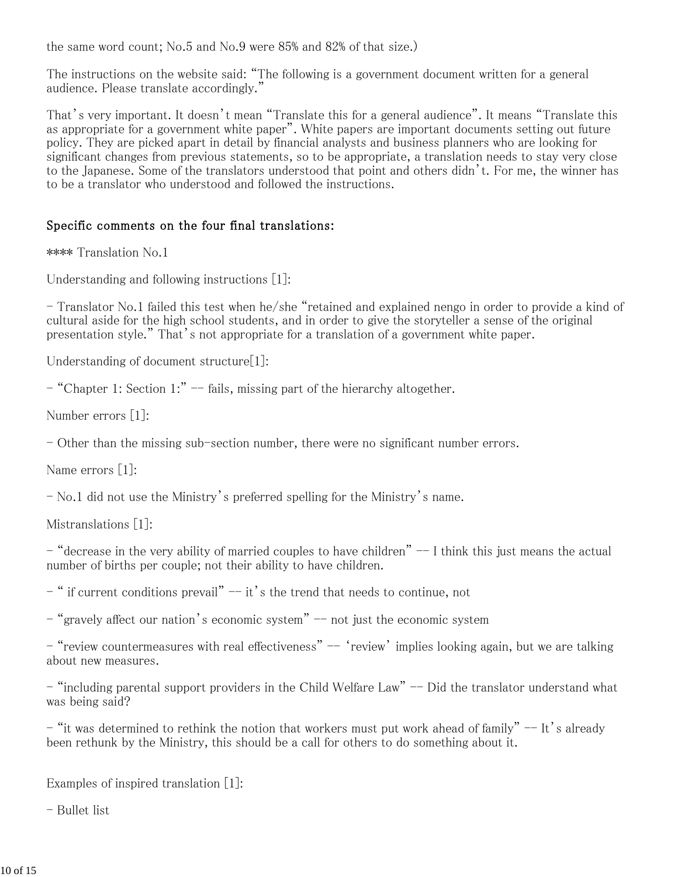the same word count; No.5 and No.9 were 85% and 82% of that size.)

The instructions on the website said: "The following is a government document written for a general audience. Please translate accordingly."

That's very important. It doesn't mean "Translate this for a general audience". It means "Translate this as appropriate for a government white paper". White papers are important documents setting out future policy. They are picked apart in detail by financial analysts and business planners who are looking for significant changes from previous statements, so to be appropriate, a translation needs to stay very close to the Japanese. Some of the translators understood that point and others didn't. For me, the winner has to be a translator who understood and followed the instructions.

### Specific comments on the four final translations:

**** Translation No.1

Understanding and following instructions [1]:

- Translator No.1 failed this test when he/she "retained and explained nengo in order to provide a kind of cultural aside for the high school students, and in order to give the storyteller a sense of the original presentation style." That's not appropriate for a translation of a government white paper.

Understanding of document structure[1]:

- "Chapter 1: Section 1:" -- fails, missing part of the hierarchy altogether.

Number errors [1]:

- Other than the missing sub-section number, there were no significant number errors.

Name errors [1]:

- No.1 did not use the Ministry's preferred spelling for the Ministry's name.

Mistranslations [1]:

- "decrease in the very ability of married couples to have children" -- I think this just means the actual number of births per couple; not their ability to have children.

- " if current conditions prevail" -- it's the trend that needs to continue, not

- "gravely affect our nation's economic system" -- not just the economic system

- "review countermeasures with real effectiveness" -- 'review' implies looking again, but we are talking about new measures.

- "including parental support providers in the Child Welfare Law" -- Did the translator understand what was being said?

- "it was determined to rethink the notion that workers must put work ahead of family" -- It's already been rethunk by the Ministry, this should be a call for others to do something about it.

Examples of inspired translation [1]:

- Bullet list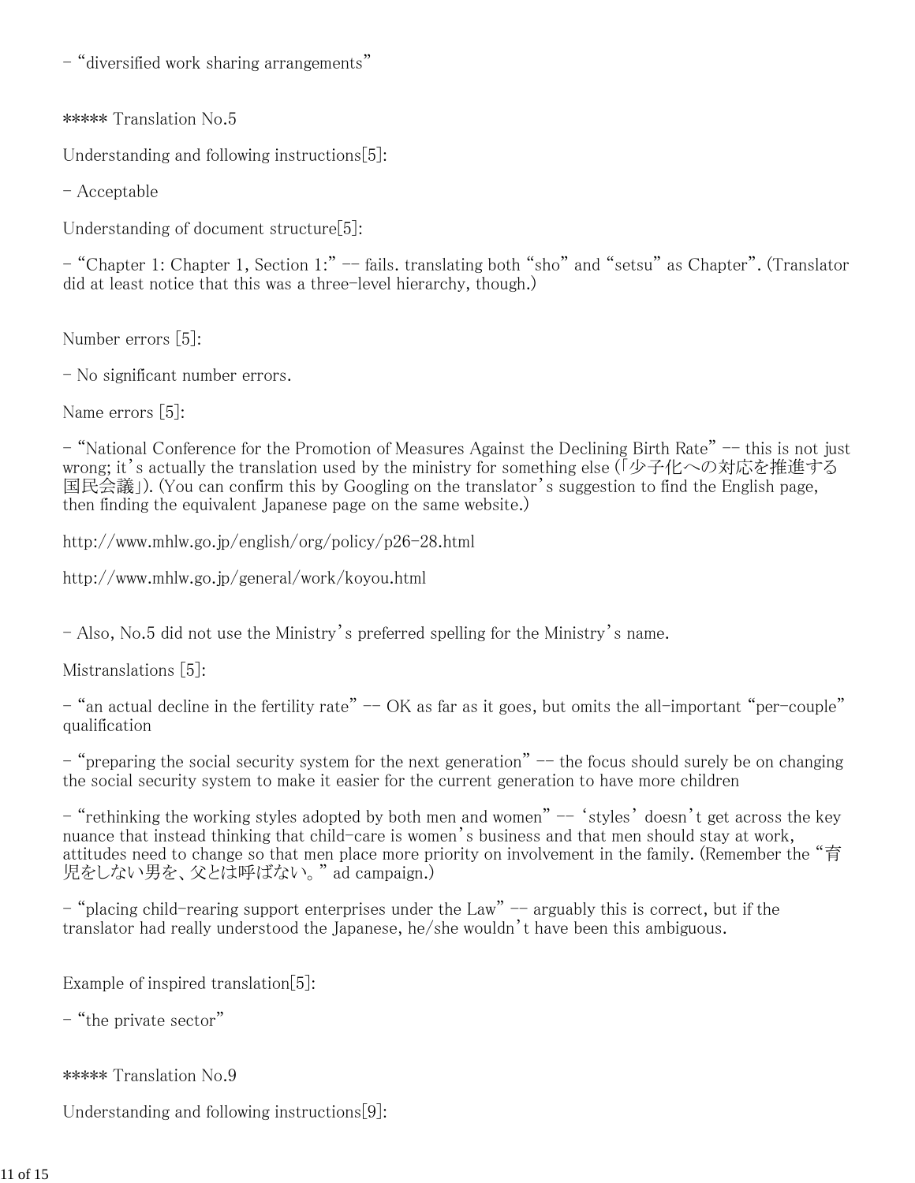- "diversified work sharing arrangements"

***** Translation No.5

Understanding and following instructions[5]:

- Acceptable

Understanding of document structure[5]:

- "Chapter 1: Chapter 1, Section 1:" -- fails. translating both "sho" and "setsu" as Chapter". (Translator did at least notice that this was a three-level hierarchy, though.)

Number errors [5]:

- No significant number errors.

Name errors [5]:

- "National Conference for the Promotion of Measures Against the Declining Birth Rate" -- this is not just wrong; it's actually the translation used by the ministry for something else (「少子化への対応を推進する国民会議」). (You can confirm this by Googling on the translator's suggestion to find the English page, then finding the equivalent Japanese page on the same website.)

http://www.mhlw.go.jp/english/org/policy/p26-28.html

http://www.mhlw.go.jp/general/work/koyou.html

- Also, No.5 did not use the Ministry's preferred spelling for the Ministry's name.

Mistranslations [5]:

- "an actual decline in the fertility rate" -- OK as far as it goes, but omits the all-important "per-couple" qualification

- "preparing the social security system for the next generation" -- the focus should surely be on changing the social security system to make it easier for the current generation to have more children

- "rethinking the working styles adopted by both men and women" -- 'styles' doesn't get across the key nuance that instead thinking that child-care is women's business and that men should stay at work, attitudes need to change so that men place more priority on involvement in the family. (Remember the "育児をしない男を、父とは呼ばない。" ad campaign.)

- "placing child-rearing support enterprises under the Law" -- arguably this is correct, but if the translator had really understood the Japanese, he/she wouldn't have been this ambiguous.

Example of inspired translation[5]:

- "the private sector"

***** Translation No.9

Understanding and following instructions[9]: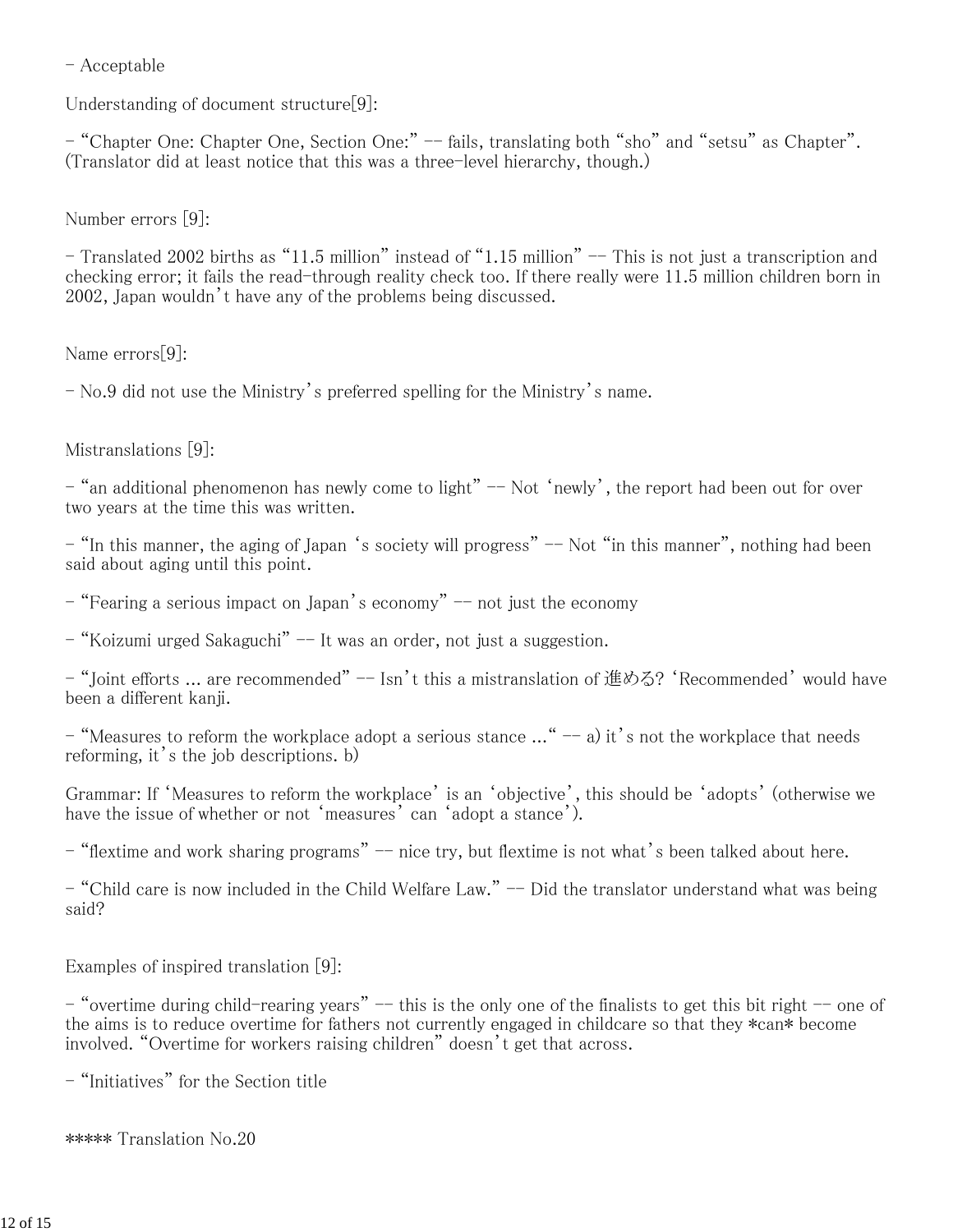- Acceptable

Understanding of document structure[9]:

- "Chapter One: Chapter One, Section One:" -- fails, translating both "sho" and "setsu" as Chapter". (Translator did at least notice that this was a three-level hierarchy, though.)

Number errors [9]:

- Translated 2002 births as "11.5 million" instead of "1.15 million" -- This is not just a transcription and checking error; it fails the read-through reality check too. If there really were 11.5 million children born in 2002, Japan wouldn't have any of the problems being discussed.

Name errors[9]:

- No.9 did not use the Ministry's preferred spelling for the Ministry's name.

Mistranslations [9]:

- "an additional phenomenon has newly come to light" -- Not 'newly', the report had been out for over two years at the time this was written.

- "In this manner, the aging of Japan 's society will progress" -- Not "in this manner", nothing had been said about aging until this point.

- "Fearing a serious impact on Japan's economy" -- not just the economy

- "Koizumi urged Sakaguchi" -- It was an order, not just a suggestion.

- "Joint efforts ... are recommended" -- Isn't this a mistranslation of 進める? 'Recommended' would have been a different kanji.

- "Measures to reform the workplace adopt a serious stance ..." -- a) it's not the workplace that needs reforming, it's the job descriptions. b)

Grammar: If 'Measures to reform the workplace' is an 'objective', this should be 'adopts' (otherwise we have the issue of whether or not 'measures' can 'adopt a stance').

- "flextime and work sharing programs" -- nice try, but flextime is not what's been talked about here.

- "Child care is now included in the Child Welfare Law." -- Did the translator understand what was being said?

Examples of inspired translation [9]:

- "overtime during child-rearing years" -- this is the only one of the finalists to get this bit right -- one of the aims is to reduce overtime for fathers not currently engaged in childcare so that they *can* become involved. "Overtime for workers raising children" doesn't get that across.

- "Initiatives" for the Section title

***** Translation No.20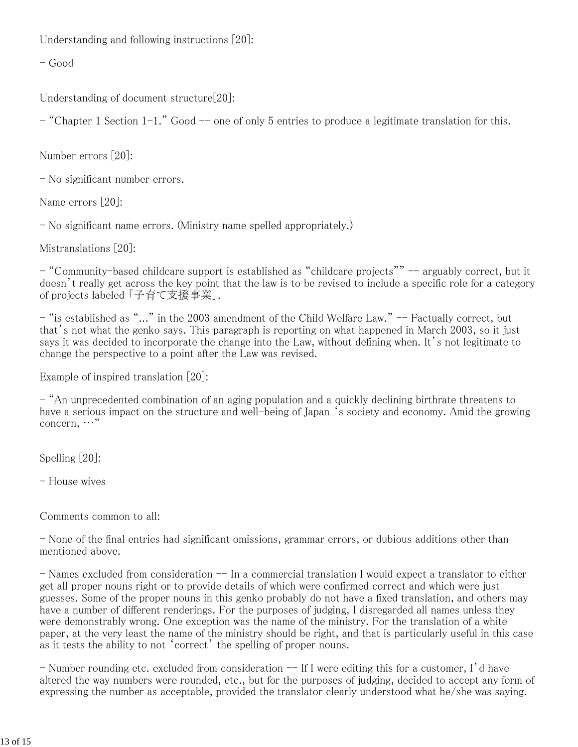Understanding and following instructions [20]:

- Good

Understanding of document structure[20]:

- "Chapter 1 Section 1-1." Good -- one of only 5 entries to produce a legitimate translation for this.

Number errors [20]:

- No significant number errors.

Name errors [20]:

- No significant name errors. (Ministry name spelled appropriately.)

Mistranslations [20]:

- "Community-based childcare support is established as "childcare projects"" -- arguably correct, but it doesn't really get across the key point that the law is to be revised to include a specific role for a category of projects labeled「子育て支援事業」.

- "is established as "..." in the 2003 amendment of the Child Welfare Law." -- Factually correct, but that's not what the genko says. This paragraph is reporting on what happened in March 2003, so it just says it was decided to incorporate the change into the Law, without defining when. It's not legitimate to change the perspective to a point after the Law was revised.

Example of inspired translation [20]:

- "An unprecedented combination of an aging population and a quickly declining birthrate threatens to have a serious impact on the structure and well-being of Japan 's society and economy. Amid the growing concern, …"

Spelling [20]:

- House wives

Comments common to all:

- None of the final entries had significant omissions, grammar errors, or dubious additions other than mentioned above.

- Names excluded from consideration -- In a commercial translation I would expect a translator to either get all proper nouns right or to provide details of which were confirmed correct and which were just guesses. Some of the proper nouns in this genko probably do not have a fixed translation, and others may have a number of different renderings. For the purposes of judging, I disregarded all names unless they were demonstrably wrong. One exception was the name of the ministry. For the translation of a white paper, at the very least the name of the ministry should be right, and that is particularly useful in this case as it tests the ability to not 'correct' the spelling of proper nouns.

- Number rounding etc. excluded from consideration -- If I were editing this for a customer, I'd have altered the way numbers were rounded, etc., but for the purposes of judging, decided to accept any form of expressing the number as acceptable, provided the translator clearly understood what he/she was saying.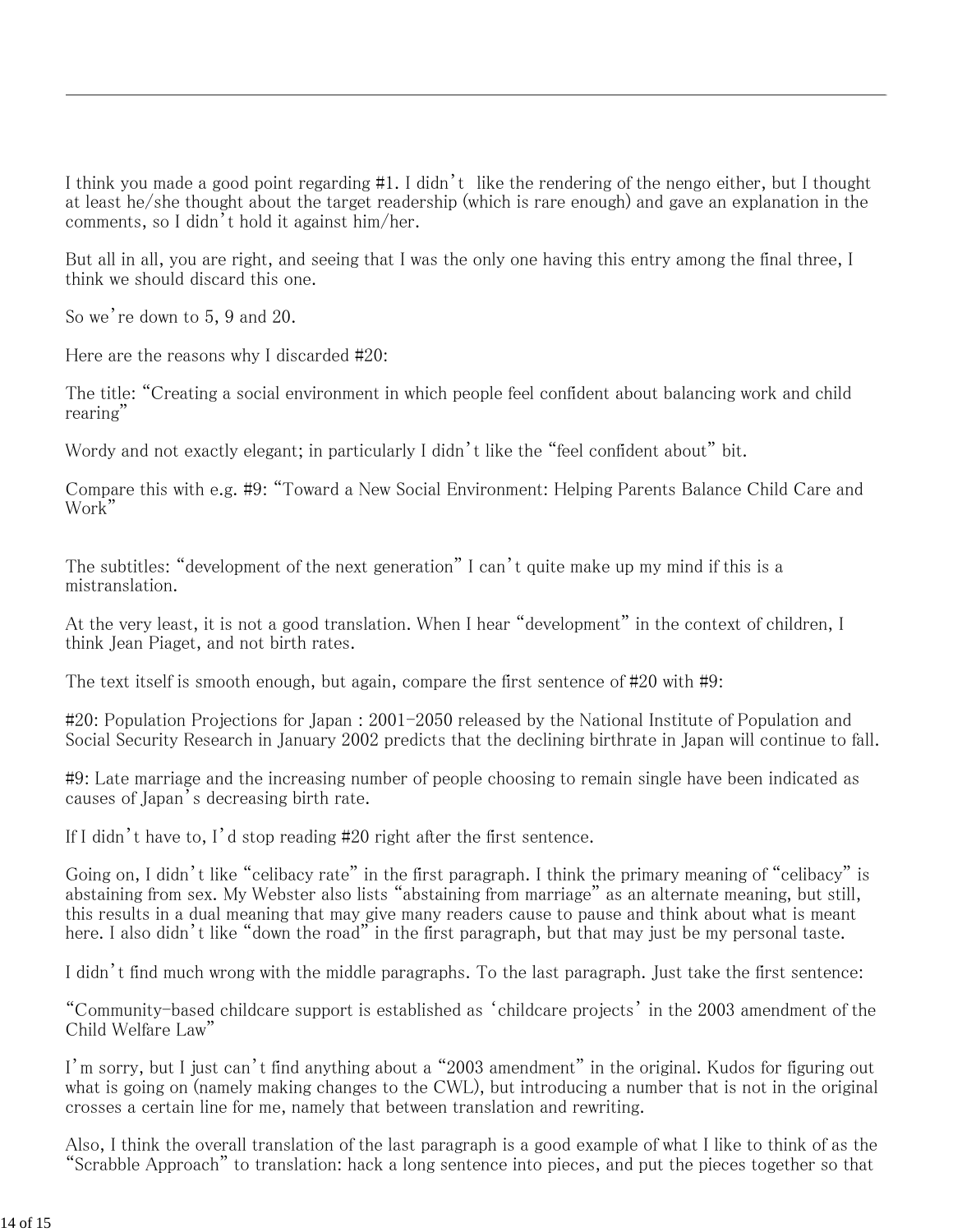I think you made a good point regarding #1. I didn't like the rendering of the nengo either, but I thought at least he/she thought about the target readership (which is rare enough) and gave an explanation in the comments, so I didn't hold it against him/her.

But all in all, you are right, and seeing that I was the only one having this entry among the final three, I think we should discard this one.

So we're down to 5, 9 and 20.

Here are the reasons why I discarded #20:

The title: "Creating a social environment in which people feel confident about balancing work and child rearing"

Wordy and not exactly elegant; in particularly I didn't like the "feel confident about" bit.

Compare this with e.g. #9: "Toward a New Social Environment: Helping Parents Balance Child Care and Work"

The subtitles: "development of the next generation" I can't quite make up my mind if this is a mistranslation.

At the very least, it is not a good translation. When I hear "development" in the context of children, I think Jean Piaget, and not birth rates.

The text itself is smooth enough, but again, compare the first sentence of #20 with #9:

#20: Population Projections for Japan : 2001-2050 released by the National Institute of Population and Social Security Research in January 2002 predicts that the declining birthrate in Japan will continue to fall.

#9: Late marriage and the increasing number of people choosing to remain single have been indicated as causes of Japan's decreasing birth rate.

If I didn't have to, I'd stop reading #20 right after the first sentence.

Going on, I didn't like "celibacy rate" in the first paragraph. I think the primary meaning of "celibacy" is abstaining from sex. My Webster also lists "abstaining from marriage" as an alternate meaning, but still, this results in a dual meaning that may give many readers cause to pause and think about what is meant here. I also didn't like "down the road" in the first paragraph, but that may just be my personal taste.

I didn't find much wrong with the middle paragraphs. To the last paragraph. Just take the first sentence:

"Community-based childcare support is established as 'childcare projects' in the 2003 amendment of the Child Welfare Law"

I'm sorry, but I just can't find anything about a "2003 amendment" in the original. Kudos for figuring out what is going on (namely making changes to the CWL), but introducing a number that is not in the original crosses a certain line for me, namely that between translation and rewriting.

Also, I think the overall translation of the last paragraph is a good example of what I like to think of as the "Scrabble Approach" to translation: hack a long sentence into pieces, and put the pieces together so that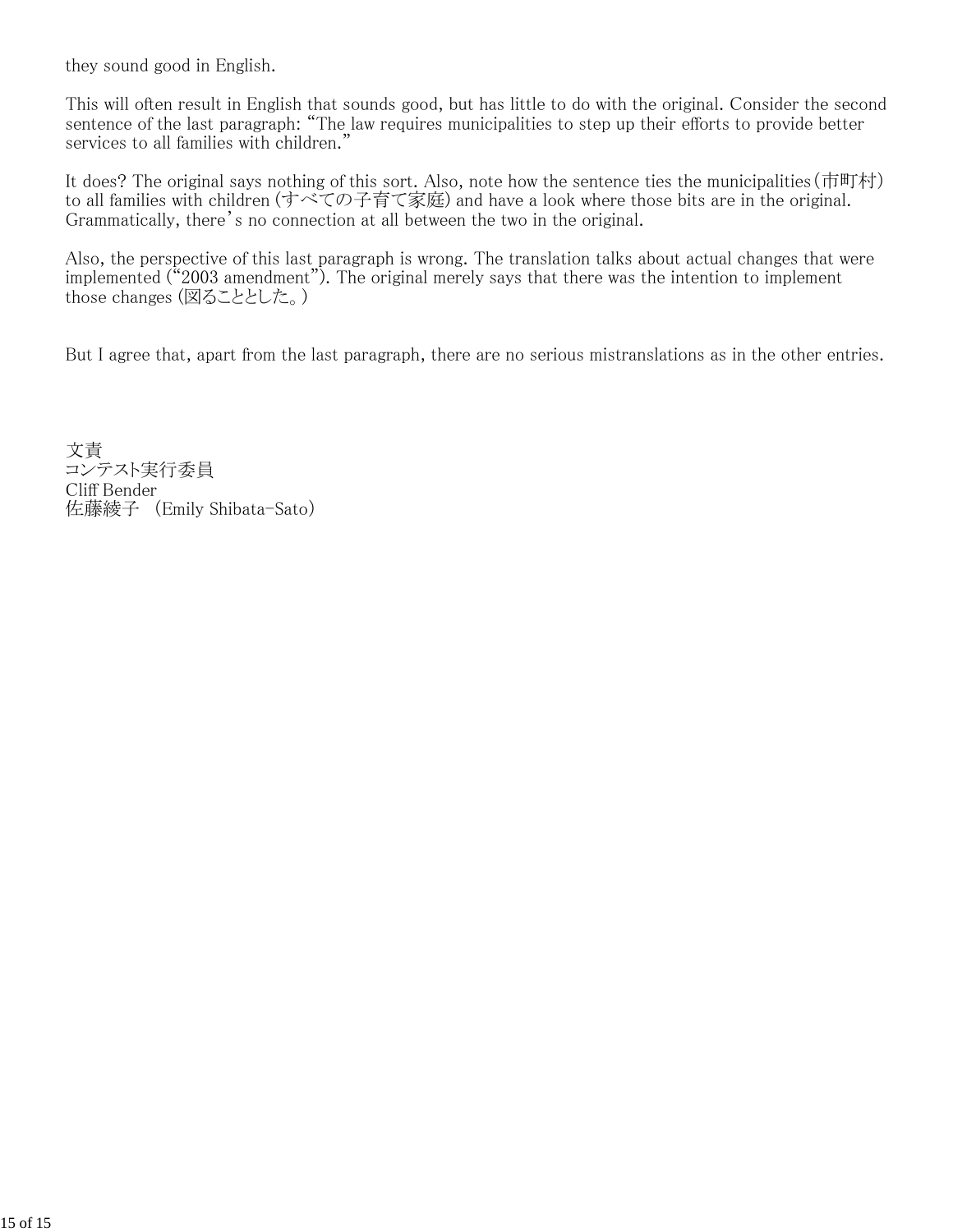they sound good in English.

This will often result in English that sounds good, but has little to do with the original. Consider the second sentence of the last paragraph: “The law requires municipalities to step up their efforts to provide better services to all families with children.”

It does? The original says nothing of this sort. Also, note how the sentence ties the municipalities (市町村) to all families with children (すべての子育て家庭) and have a look where those bits are in the original. Grammatically, there’s no connection at all between the two in the original.

Also, the perspective of this last paragraph is wrong. The translation talks about actual changes that were implemented (“2003 amendment”). The original merely says that there was the intention to implement those changes (図ることとした。)

But I agree that, apart from the last paragraph, there are no serious mistranslations as in the other entries.

文責
コンテスト実行委員
Cliff Bender
佐藤綾子 (Emily Shibata-Sato)